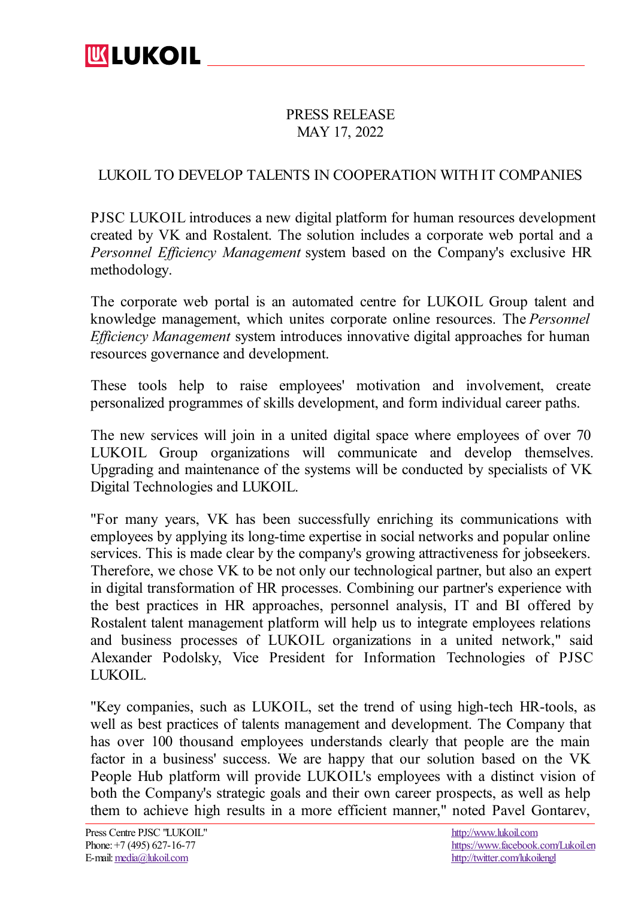PRESS RELEASE
MAY 17, 2022

# LUKOIL TO DEVELOP TALENTS IN COOPERATION WITH IT COMPANIES

PJSC LUKOIL introduces a new digital platform for human resources development created by VK and Rostalent. The solution includes a corporate web portal and a *Personnel Efficiency Management* system based on the Company's exclusive HR methodology.

The corporate web portal is an automated centre for LUKOIL Group talent and knowledge management, which unites corporate online resources. The *Personnel Efficiency Management* system introduces innovative digital approaches for human resources governance and development.

These tools help to raise employees' motivation and involvement, create personalized programmes of skills development, and form individual career paths.

The new services will join in a united digital space where employees of over 70 LUKOIL Group organizations will communicate and develop themselves. Upgrading and maintenance of the systems will be conducted by specialists of VK Digital Technologies and LUKOIL.

"For many years, VK has been successfully enriching its communications with employees by applying its long-time expertise in social networks and popular online services. This is made clear by the company's growing attractiveness for jobseekers. Therefore, we chose VK to be not only our technological partner, but also an expert in digital transformation of HR processes. Combining our partner's experience with the best practices in HR approaches, personnel analysis, IT and BI offered by Rostalent talent management platform will help us to integrate employees relations and business processes of LUKOIL organizations in a united network," said Alexander Podolsky, Vice President for Information Technologies of PJSC LUKOIL.

"Key companies, such as LUKOIL, set the trend of using high-tech HR-tools, as well as best practices of talents management and development. The Company that has over 100 thousand employees understands clearly that people are the main factor in a business' success. We are happy that our solution based on the VK People Hub platform will provide LUKOIL's employees with a distinct vision of both the Company's strategic goals and their own career prospects, as well as help them to achieve high results in a more efficient manner," noted Pavel Gontarev,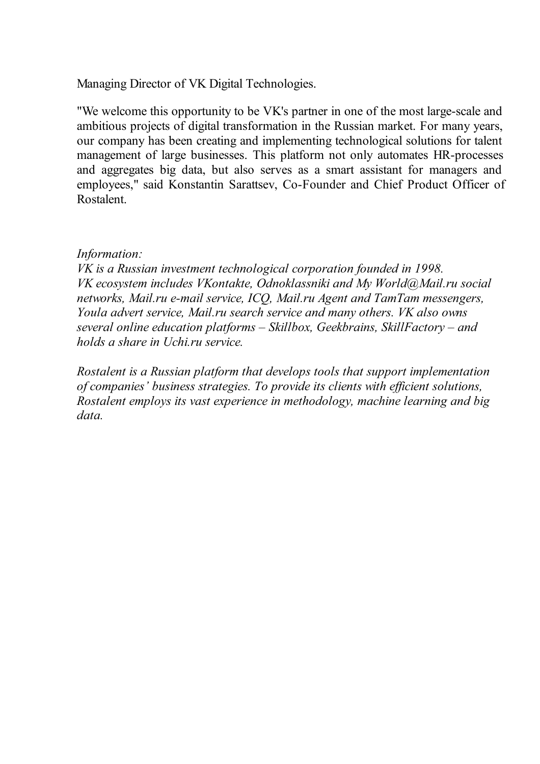Managing Director of VK Digital Technologies.

"We welcome this opportunity to be VK's partner in one of the most large-scale and ambitious projects of digital transformation in the Russian market. For many years, our company has been creating and implementing technological solutions for talent management of large businesses. This platform not only automates HR-processes and aggregates big data, but also serves as a smart assistant for managers and employees," said Konstantin Sarattsev, Co-Founder and Chief Product Officer of Rostalent.

*Information:*
*VK is a Russian investment technological corporation founded in 1998.*
*VK ecosystem includes VKontakte, Odnoklassniki and My World@Mail.ru social networks, Mail.ru e-mail service, ICQ, Mail.ru Agent and TamTam messengers, Youla advert service, Mail.ru search service and many others. VK also owns several online education platforms – Skillbox, Geekbrains, SkillFactory – and holds a share in Uchi.ru service.*

*Rostalent is a Russian platform that develops tools that support implementation of companies' business strategies. To provide its clients with efficient solutions, Rostalent employs its vast experience in methodology, machine learning and big data.*